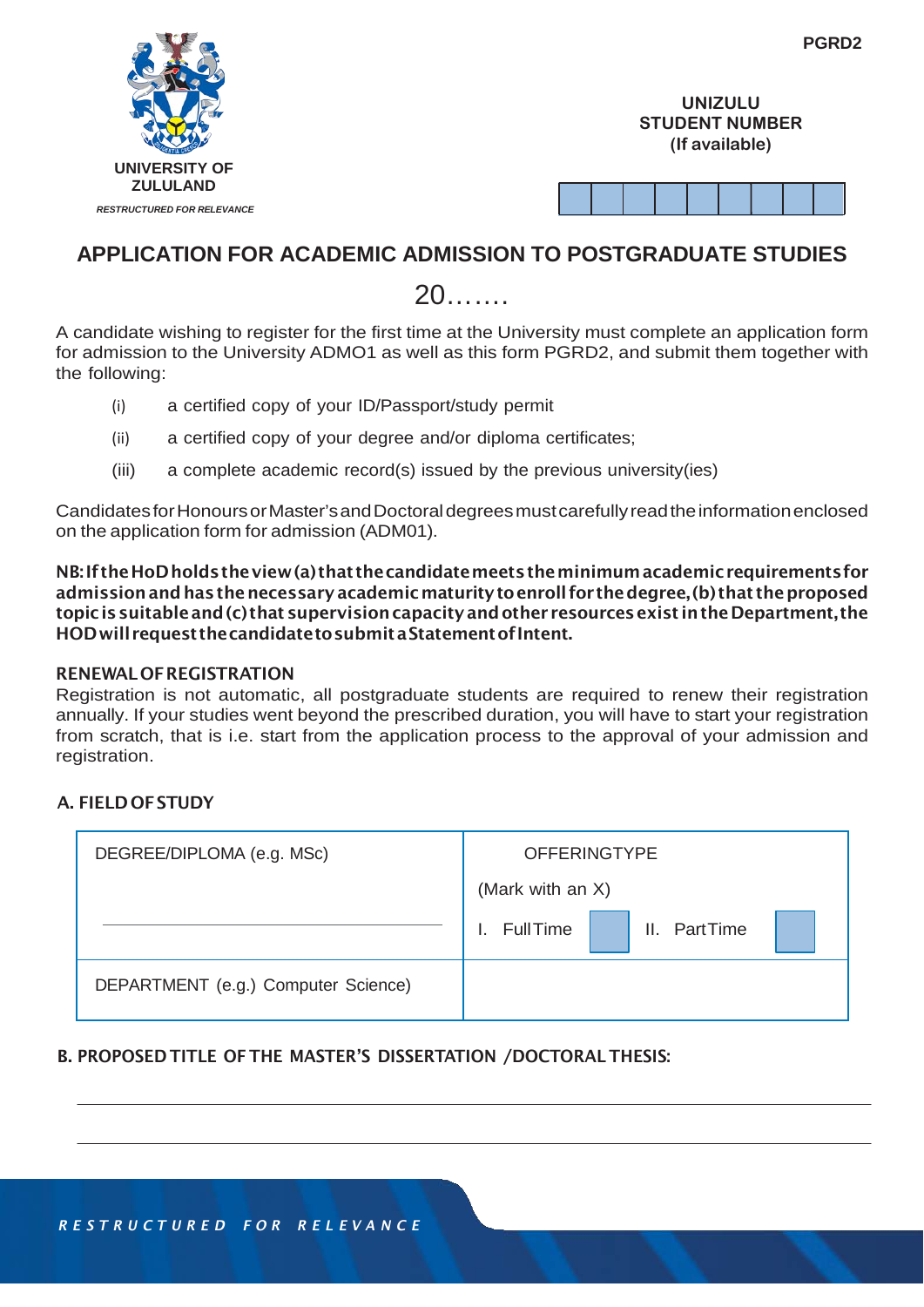PGRD2

UNIVERSITY OF ZULULAND

*RESTRUCTURED FOR RELEVANCE*

**UNIZULU STUDENT NUMBER (If available)**

| | | | | | | | | |
|---|---|---|---|---|---|---|---|---|
| | | | | | | | | |

# APPLICATION FOR ACADEMIC ADMISSION TO POSTGRADUATE STUDIES

20…….

A candidate wishing to register for the first time at the University must complete an application form for admission to the University ADMO1 as well as this form PGRD2, and submit them together with the following:

(i) a certified copy of your ID/Passport/study permit

(ii) a certified copy of your degree and/or diploma certificates;

(iii) a complete academic record(s) issued by the previous university(ies)

Candidates for Honours or Master's and Doctoral degrees must carefully read the information enclosed on the application form for admission (ADM01).

**NB: If the HoD holds the view (a) that the candidate meets the minimum academic requirements for admission and has the necessary academic maturity to enroll for the degree, (b) that the proposed topic is suitable and (c) that supervision capacity and other resources exist in the Department, the HOD will request the candidate to submit a Statement of Intent.**

**RENEWAL OF REGISTRATION**

Registration is not automatic, all postgraduate students are required to renew their registration annually. If your studies went beyond the prescribed duration, you will have to start your registration from scratch, that is i.e. start from the application process to the approval of your admission and registration.

## A. FIELD OF STUDY

| DEGREE/DIPLOMA (e.g. MSc) | OFFERINGTYPE (Mark with an X) I. FullTime [ ] II. PartTime [ ] |
|---|---|
| DEPARTMENT (e.g.) Computer Science) | |

## B. PROPOSED TITLE OF THE MASTER'S DISSERTATION /DOCTORAL THESIS:

_______________________________________________

_______________________________________________

*RESTRUCTURED FOR RELEVANCE*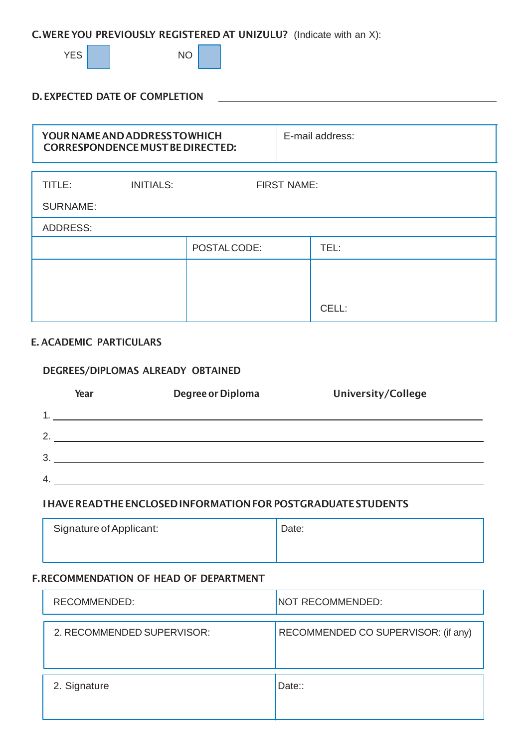**C. WERE YOU PREVIOUSLY REGISTERED AT UNIZULU?** (Indicate with an X):

YES ☐ NO ☐

**D. EXPECTED DATE OF COMPLETION** ______________________________

| | |
|---|---|
| **YOUR NAME AND ADDRESS TO WHICH CORRESPONDENCE MUST BE DIRECTED:** | E-mail address: |

| | | |
|---|---|---|
| TITLE: INITIALS: | | FIRST NAME: |
| SURNAME: | | |
| ADDRESS: | | |
| | POSTAL CODE: | TEL: |
| | | CELL: |

**E. ACADEMIC PARTICULARS**

**DEGREES/DIPLOMAS ALREADY OBTAINED**

| Year | Degree or Diploma | University/College |
|---|---|---|
| 1. | | |
| 2. | | |
| 3. | | |
| 4. | | |

**I HAVE READ THE ENCLOSED INFORMATION FOR POSTGRADUATE STUDENTS**

| | |
|---|---|
| Signature of Applicant: | Date: |

**F. RECOMMENDATION OF HEAD OF DEPARTMENT**

| | |
|---|---|
| RECOMMENDED: | NOT RECOMMENDED: |

| | |
|---|---|
| 2. RECOMMENDED SUPERVISOR: | RECOMMENDED CO SUPERVISOR: (if any) |

| | |
|---|---|
| 2. Signature | Date:: |